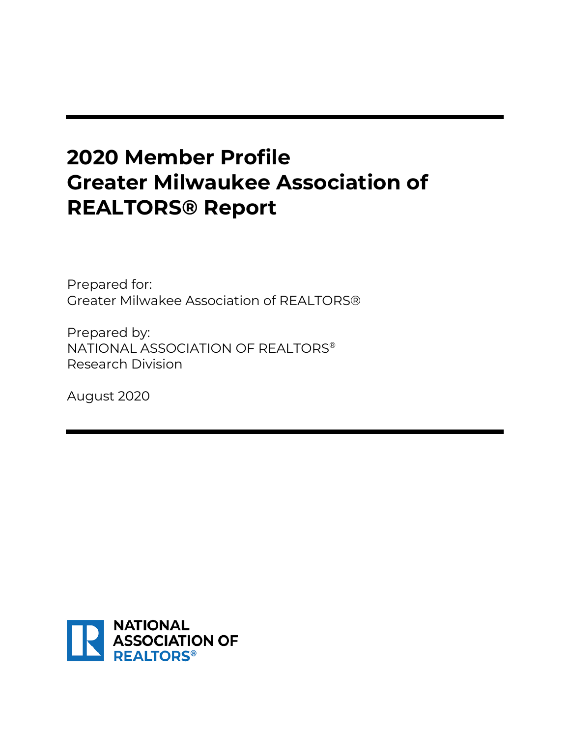# 2020 Member Profile Greater Milwaukee Association of REALTORS® Report

Prepared for:
Greater Milwakee Association of REALTORS®

Prepared by:
NATIONAL ASSOCIATION OF REALTORS®
Research Division

August 2020

NATIONAL ASSOCIATION OF REALTORS®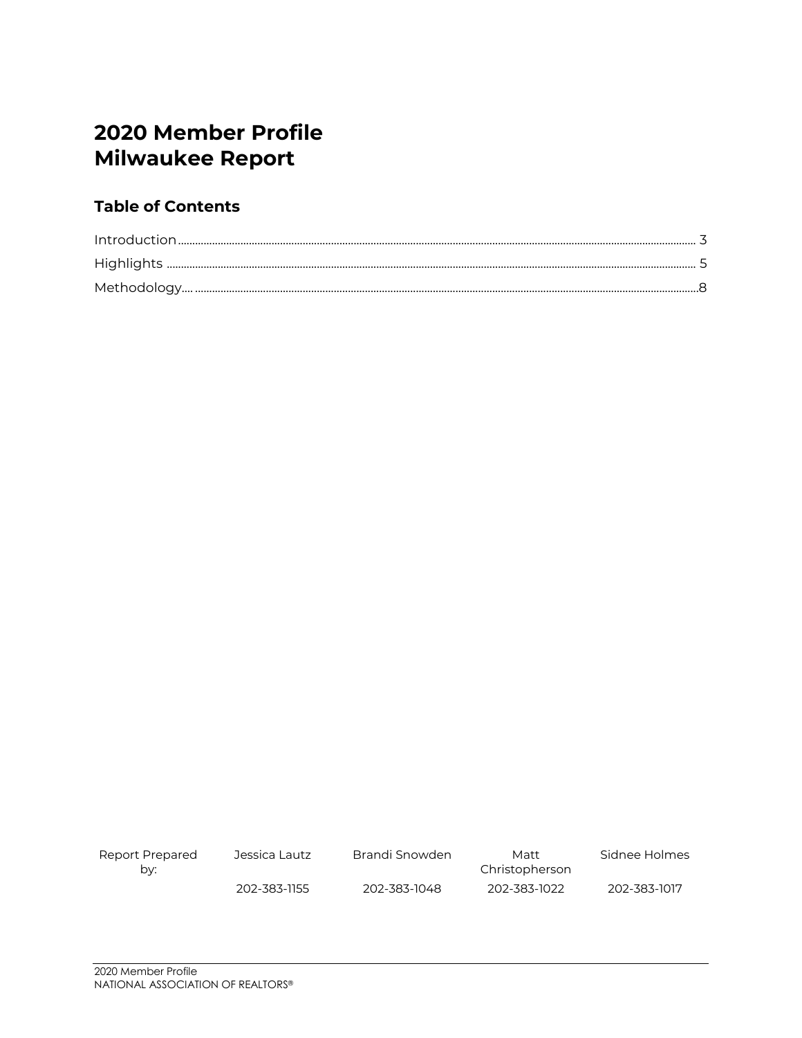# 2020 Member Profile Milwaukee Report

## Table of Contents

Introduction.......... 3
Highlights .......... 5
Methodology.......... 8

| Report Prepared by: | Jessica Lautz | Brandi Snowden | Matt Christopherson | Sidnee Holmes |
|---|---|---|---|---|
| | 202-383-1155 | 202-383-1048 | 202-383-1022 | 202-383-1017 |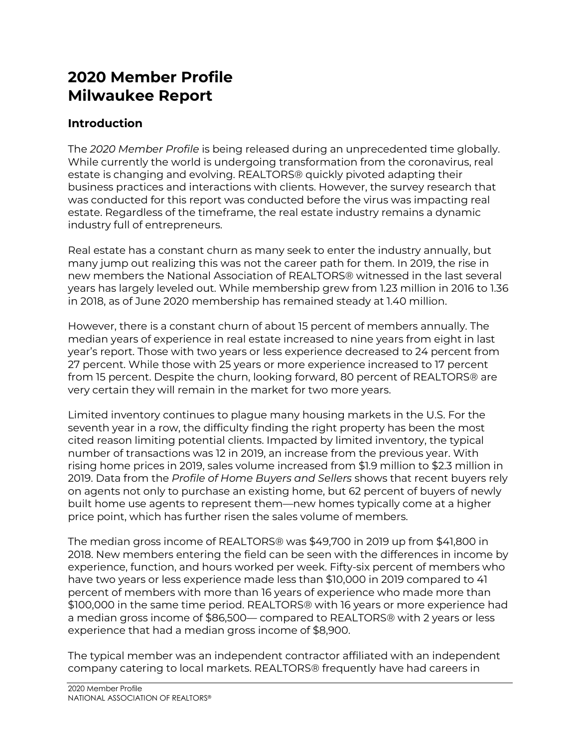# 2020 Member Profile
# Milwaukee Report

## Introduction

The *2020 Member Profile* is being released during an unprecedented time globally. While currently the world is undergoing transformation from the coronavirus, real estate is changing and evolving. REALTORS® quickly pivoted adapting their business practices and interactions with clients. However, the survey research that was conducted for this report was conducted before the virus was impacting real estate. Regardless of the timeframe, the real estate industry remains a dynamic industry full of entrepreneurs.

Real estate has a constant churn as many seek to enter the industry annually, but many jump out realizing this was not the career path for them. In 2019, the rise in new members the National Association of REALTORS® witnessed in the last several years has largely leveled out. While membership grew from 1.23 million in 2016 to 1.36 in 2018, as of June 2020 membership has remained steady at 1.40 million.

However, there is a constant churn of about 15 percent of members annually. The median years of experience in real estate increased to nine years from eight in last year's report. Those with two years or less experience decreased to 24 percent from 27 percent. While those with 25 years or more experience increased to 17 percent from 15 percent. Despite the churn, looking forward, 80 percent of REALTORS® are very certain they will remain in the market for two more years.

Limited inventory continues to plague many housing markets in the U.S. For the seventh year in a row, the difficulty finding the right property has been the most cited reason limiting potential clients. Impacted by limited inventory, the typical number of transactions was 12 in 2019, an increase from the previous year. With rising home prices in 2019, sales volume increased from $1.9 million to $2.3 million in 2019. Data from the *Profile of Home Buyers and Sellers* shows that recent buyers rely on agents not only to purchase an existing home, but 62 percent of buyers of newly built home use agents to represent them—new homes typically come at a higher price point, which has further risen the sales volume of members.

The median gross income of REALTORS® was $49,700 in 2019 up from $41,800 in 2018. New members entering the field can be seen with the differences in income by experience, function, and hours worked per week. Fifty-six percent of members who have two years or less experience made less than $10,000 in 2019 compared to 41 percent of members with more than 16 years of experience who made more than $100,000 in the same time period. REALTORS® with 16 years or more experience had a median gross income of $86,500— compared to REALTORS® with 2 years or less experience that had a median gross income of $8,900.

The typical member was an independent contractor affiliated with an independent company catering to local markets. REALTORS® frequently have had careers in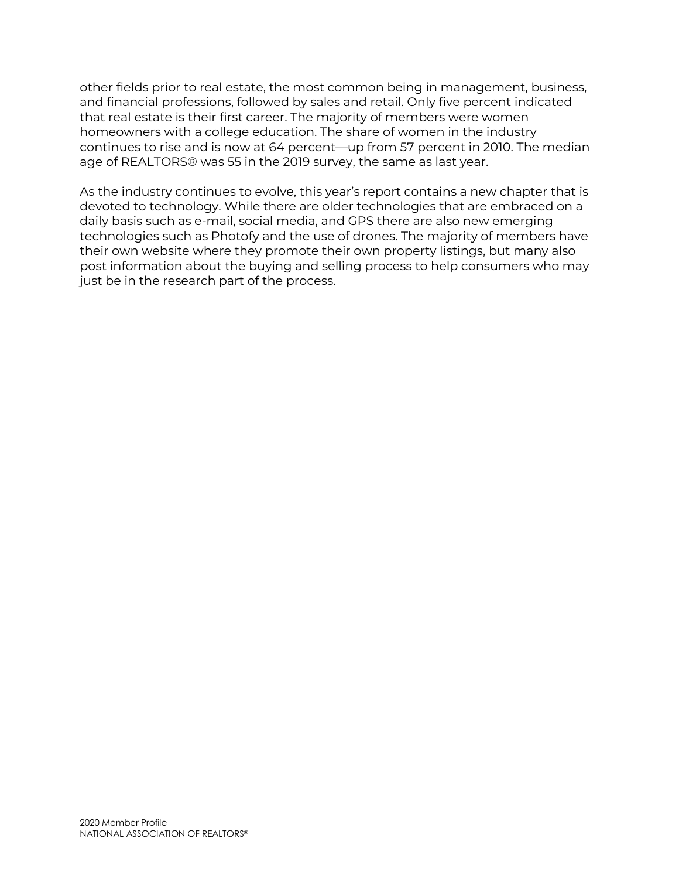other fields prior to real estate, the most common being in management, business, and financial professions, followed by sales and retail. Only five percent indicated that real estate is their first career. The majority of members were women homeowners with a college education. The share of women in the industry continues to rise and is now at 64 percent—up from 57 percent in 2010. The median age of REALTORS® was 55 in the 2019 survey, the same as last year.

As the industry continues to evolve, this year's report contains a new chapter that is devoted to technology. While there are older technologies that are embraced on a daily basis such as e-mail, social media, and GPS there are also new emerging technologies such as Photofy and the use of drones. The majority of members have their own website where they promote their own property listings, but many also post information about the buying and selling process to help consumers who may just be in the research part of the process.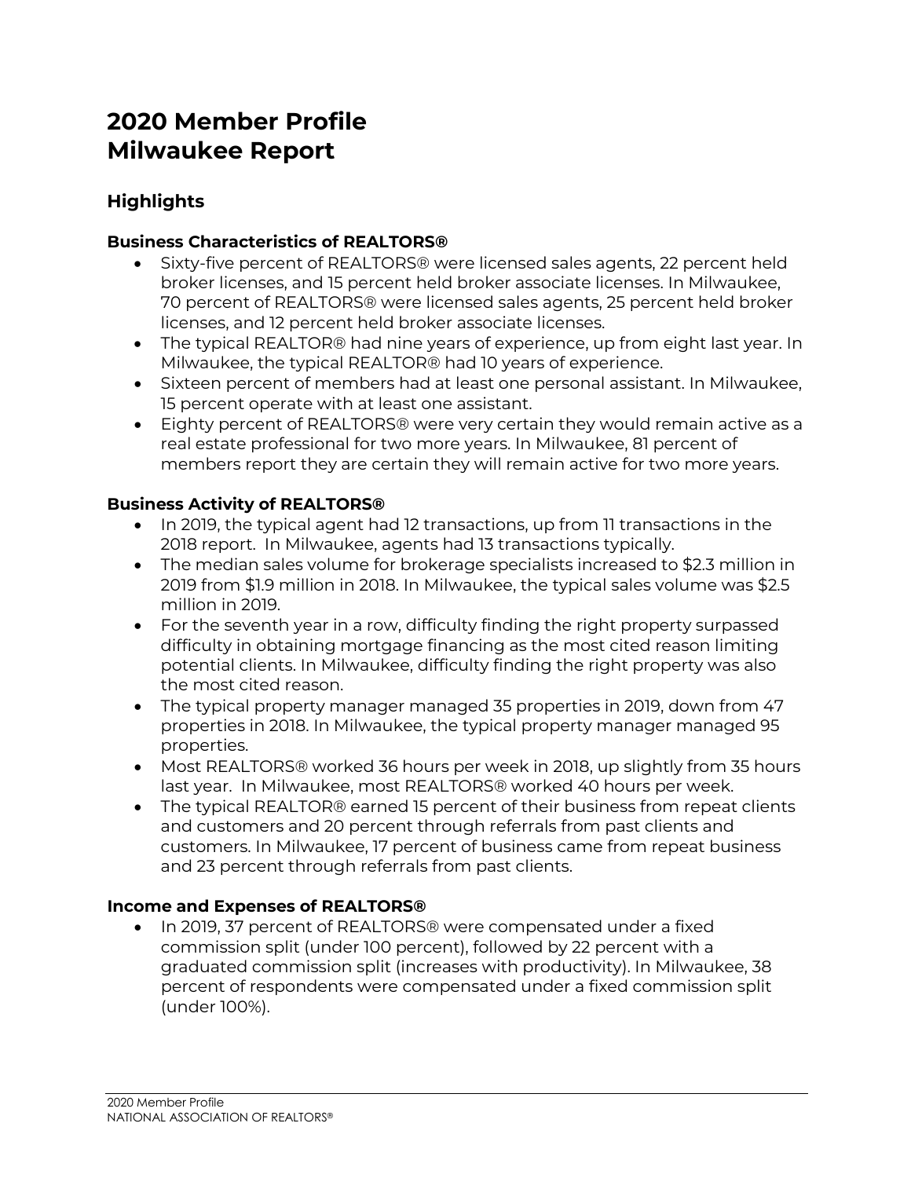# 2020 Member Profile
# Milwaukee Report

## Highlights

### Business Characteristics of REALTORS®

- Sixty-five percent of REALTORS® were licensed sales agents, 22 percent held broker licenses, and 15 percent held broker associate licenses. In Milwaukee, 70 percent of REALTORS® were licensed sales agents, 25 percent held broker licenses, and 12 percent held broker associate licenses.
- The typical REALTOR® had nine years of experience, up from eight last year. In Milwaukee, the typical REALTOR® had 10 years of experience.
- Sixteen percent of members had at least one personal assistant. In Milwaukee, 15 percent operate with at least one assistant.
- Eighty percent of REALTORS® were very certain they would remain active as a real estate professional for two more years. In Milwaukee, 81 percent of members report they are certain they will remain active for two more years.

### Business Activity of REALTORS®

- In 2019, the typical agent had 12 transactions, up from 11 transactions in the 2018 report. In Milwaukee, agents had 13 transactions typically.
- The median sales volume for brokerage specialists increased to $2.3 million in 2019 from $1.9 million in 2018. In Milwaukee, the typical sales volume was $2.5 million in 2019.
- For the seventh year in a row, difficulty finding the right property surpassed difficulty in obtaining mortgage financing as the most cited reason limiting potential clients. In Milwaukee, difficulty finding the right property was also the most cited reason.
- The typical property manager managed 35 properties in 2019, down from 47 properties in 2018. In Milwaukee, the typical property manager managed 95 properties.
- Most REALTORS® worked 36 hours per week in 2018, up slightly from 35 hours last year. In Milwaukee, most REALTORS® worked 40 hours per week.
- The typical REALTOR® earned 15 percent of their business from repeat clients and customers and 20 percent through referrals from past clients and customers. In Milwaukee, 17 percent of business came from repeat business and 23 percent through referrals from past clients.

### Income and Expenses of REALTORS®

- In 2019, 37 percent of REALTORS® were compensated under a fixed commission split (under 100 percent), followed by 22 percent with a graduated commission split (increases with productivity). In Milwaukee, 38 percent of respondents were compensated under a fixed commission split (under 100%).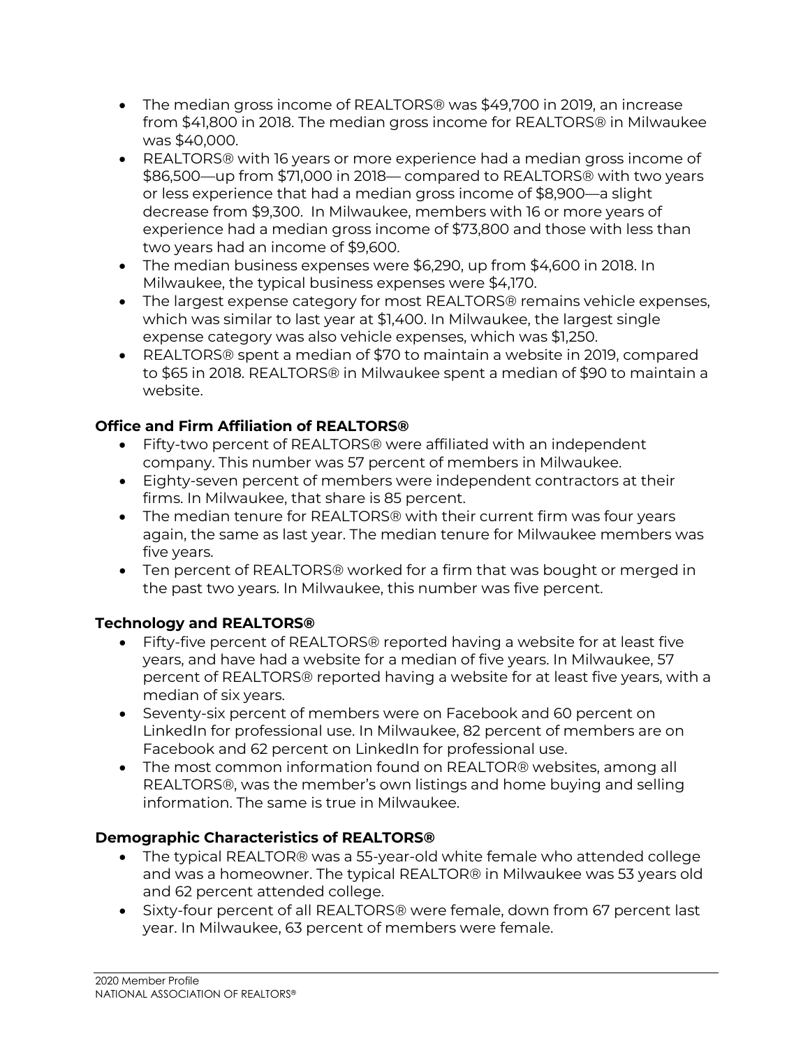- The median gross income of REALTORS® was $49,700 in 2019, an increase from $41,800 in 2018. The median gross income for REALTORS® in Milwaukee was $40,000.
- REALTORS® with 16 years or more experience had a median gross income of $86,500—up from $71,000 in 2018— compared to REALTORS® with two years or less experience that had a median gross income of $8,900—a slight decrease from $9,300. In Milwaukee, members with 16 or more years of experience had a median gross income of $73,800 and those with less than two years had an income of $9,600.
- The median business expenses were $6,290, up from $4,600 in 2018. In Milwaukee, the typical business expenses were $4,170.
- The largest expense category for most REALTORS® remains vehicle expenses, which was similar to last year at $1,400. In Milwaukee, the largest single expense category was also vehicle expenses, which was $1,250.
- REALTORS® spent a median of $70 to maintain a website in 2019, compared to $65 in 2018. REALTORS® in Milwaukee spent a median of $90 to maintain a website.

**Office and Firm Affiliation of REALTORS®**

- Fifty-two percent of REALTORS® were affiliated with an independent company. This number was 57 percent of members in Milwaukee.
- Eighty-seven percent of members were independent contractors at their firms. In Milwaukee, that share is 85 percent.
- The median tenure for REALTORS® with their current firm was four years again, the same as last year. The median tenure for Milwaukee members was five years.
- Ten percent of REALTORS® worked for a firm that was bought or merged in the past two years. In Milwaukee, this number was five percent.

**Technology and REALTORS®**

- Fifty-five percent of REALTORS® reported having a website for at least five years, and have had a website for a median of five years. In Milwaukee, 57 percent of REALTORS® reported having a website for at least five years, with a median of six years.
- Seventy-six percent of members were on Facebook and 60 percent on LinkedIn for professional use. In Milwaukee, 82 percent of members are on Facebook and 62 percent on LinkedIn for professional use.
- The most common information found on REALTOR® websites, among all REALTORS®, was the member's own listings and home buying and selling information. The same is true in Milwaukee.

**Demographic Characteristics of REALTORS®**

- The typical REALTOR® was a 55-year-old white female who attended college and was a homeowner. The typical REALTOR® in Milwaukee was 53 years old and 62 percent attended college.
- Sixty-four percent of all REALTORS® were female, down from 67 percent last year. In Milwaukee, 63 percent of members were female.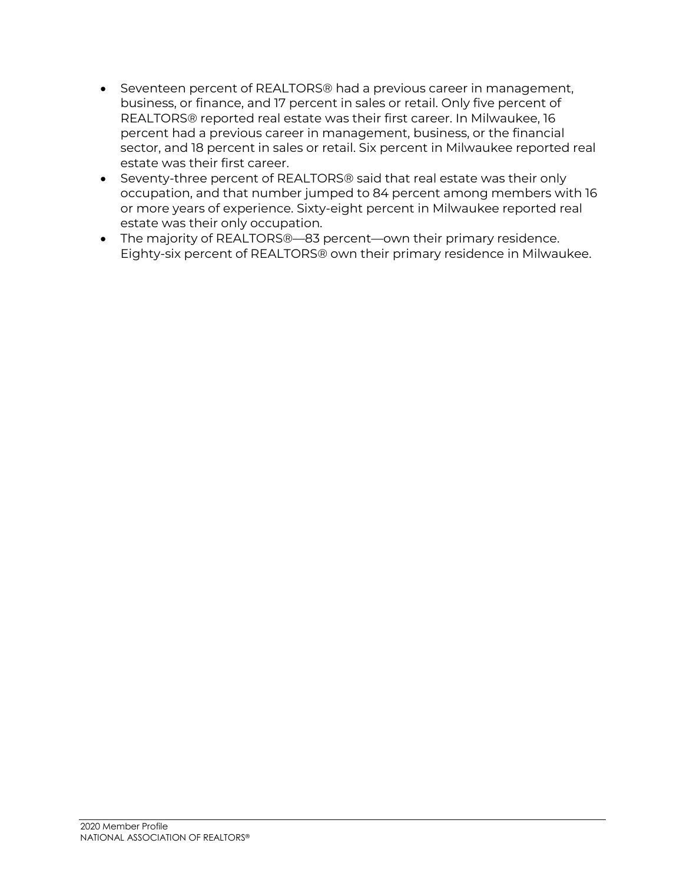- Seventeen percent of REALTORS® had a previous career in management, business, or finance, and 17 percent in sales or retail. Only five percent of REALTORS® reported real estate was their first career. In Milwaukee, 16 percent had a previous career in management, business, or the financial sector, and 18 percent in sales or retail. Six percent in Milwaukee reported real estate was their first career.
- Seventy-three percent of REALTORS® said that real estate was their only occupation, and that number jumped to 84 percent among members with 16 or more years of experience. Sixty-eight percent in Milwaukee reported real estate was their only occupation.
- The majority of REALTORS®—83 percent—own their primary residence. Eighty-six percent of REALTORS® own their primary residence in Milwaukee.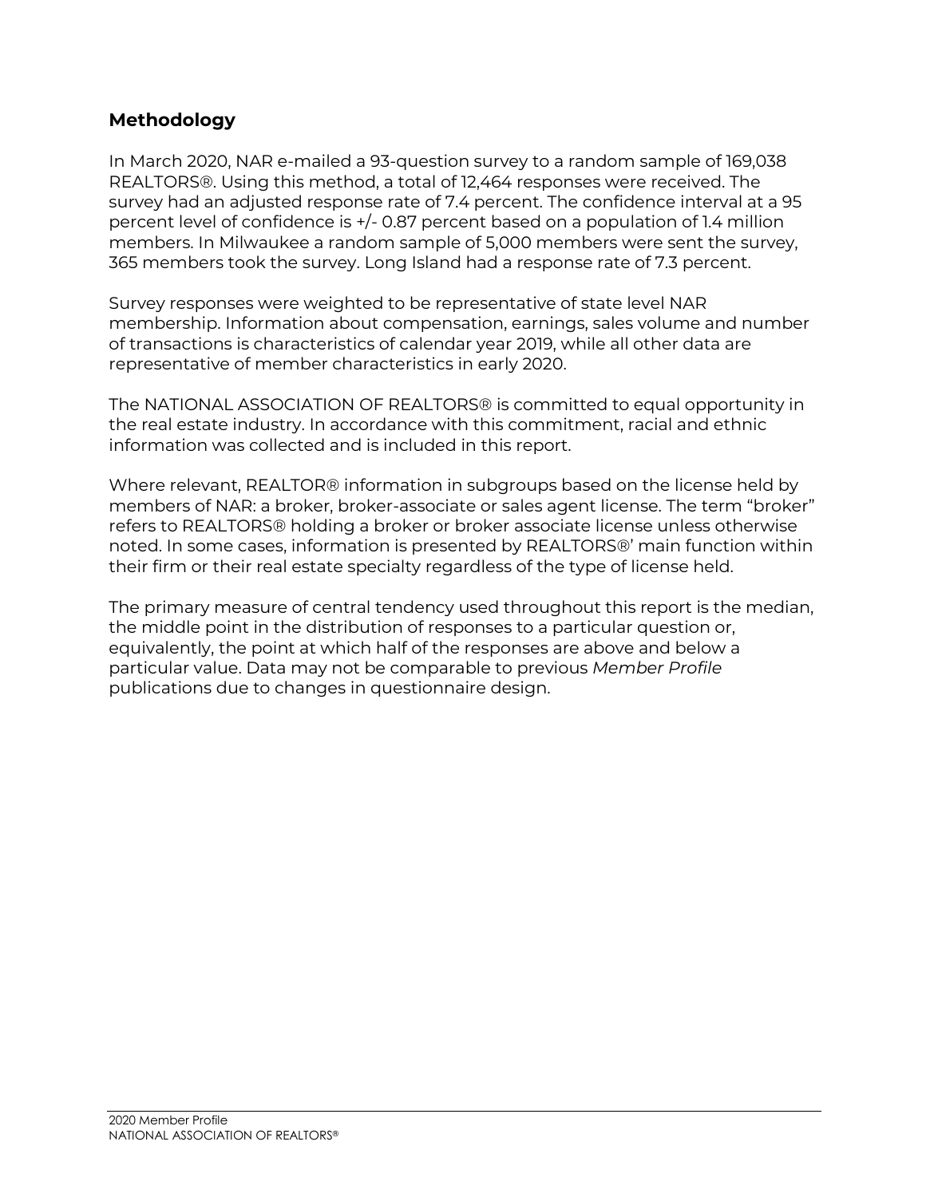## Methodology

In March 2020, NAR e-mailed a 93-question survey to a random sample of 169,038 REALTORS®. Using this method, a total of 12,464 responses were received. The survey had an adjusted response rate of 7.4 percent. The confidence interval at a 95 percent level of confidence is +/- 0.87 percent based on a population of 1.4 million members. In Milwaukee a random sample of 5,000 members were sent the survey, 365 members took the survey. Long Island had a response rate of 7.3 percent.

Survey responses were weighted to be representative of state level NAR membership. Information about compensation, earnings, sales volume and number of transactions is characteristics of calendar year 2019, while all other data are representative of member characteristics in early 2020.

The NATIONAL ASSOCIATION OF REALTORS® is committed to equal opportunity in the real estate industry. In accordance with this commitment, racial and ethnic information was collected and is included in this report.

Where relevant, REALTOR® information in subgroups based on the license held by members of NAR: a broker, broker-associate or sales agent license. The term "broker" refers to REALTORS® holding a broker or broker associate license unless otherwise noted. In some cases, information is presented by REALTORS®' main function within their firm or their real estate specialty regardless of the type of license held.

The primary measure of central tendency used throughout this report is the median, the middle point in the distribution of responses to a particular question or, equivalently, the point at which half of the responses are above and below a particular value. Data may not be comparable to previous *Member Profile* publications due to changes in questionnaire design.